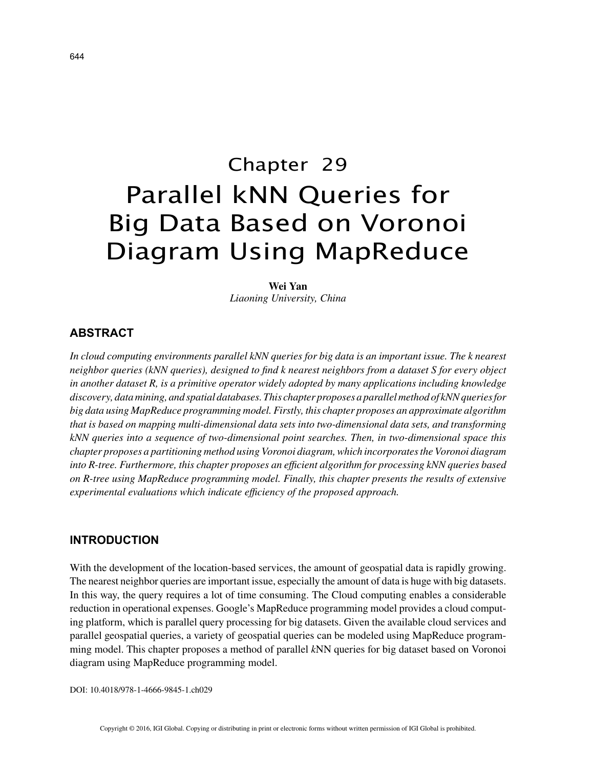# Chapter 29
# Parallel kNN Queries for Big Data Based on Voronoi Diagram Using MapReduce

**Wei Yan**
*Liaoning University, China*

## ABSTRACT

*In cloud computing environments parallel kNN queries for big data is an important issue. The k nearest neighbor queries (kNN queries), designed to find k nearest neighbors from a dataset S for every object in another dataset R, is a primitive operator widely adopted by many applications including knowledge discovery, data mining, and spatial databases. This chapter proposes a parallel method of kNN queries for big data using MapReduce programming model. Firstly, this chapter proposes an approximate algorithm that is based on mapping multi-dimensional data sets into two-dimensional data sets, and transforming kNN queries into a sequence of two-dimensional point searches. Then, in two-dimensional space this chapter proposes a partitioning method using Voronoi diagram, which incorporates the Voronoi diagram into R-tree. Furthermore, this chapter proposes an efficient algorithm for processing kNN queries based on R-tree using MapReduce programming model. Finally, this chapter presents the results of extensive experimental evaluations which indicate efficiency of the proposed approach.*

## INTRODUCTION

With the development of the location-based services, the amount of geospatial data is rapidly growing. The nearest neighbor queries are important issue, especially the amount of data is huge with big datasets. In this way, the query requires a lot of time consuming. The Cloud computing enables a considerable reduction in operational expenses. Google's MapReduce programming model provides a cloud computing platform, which is parallel query processing for big datasets. Given the available cloud services and parallel geospatial queries, a variety of geospatial queries can be modeled using MapReduce programming model. This chapter proposes a method of parallel *k*NN queries for big dataset based on Voronoi diagram using MapReduce programming model.

DOI: 10.4018/978-1-4666-9845-1.ch029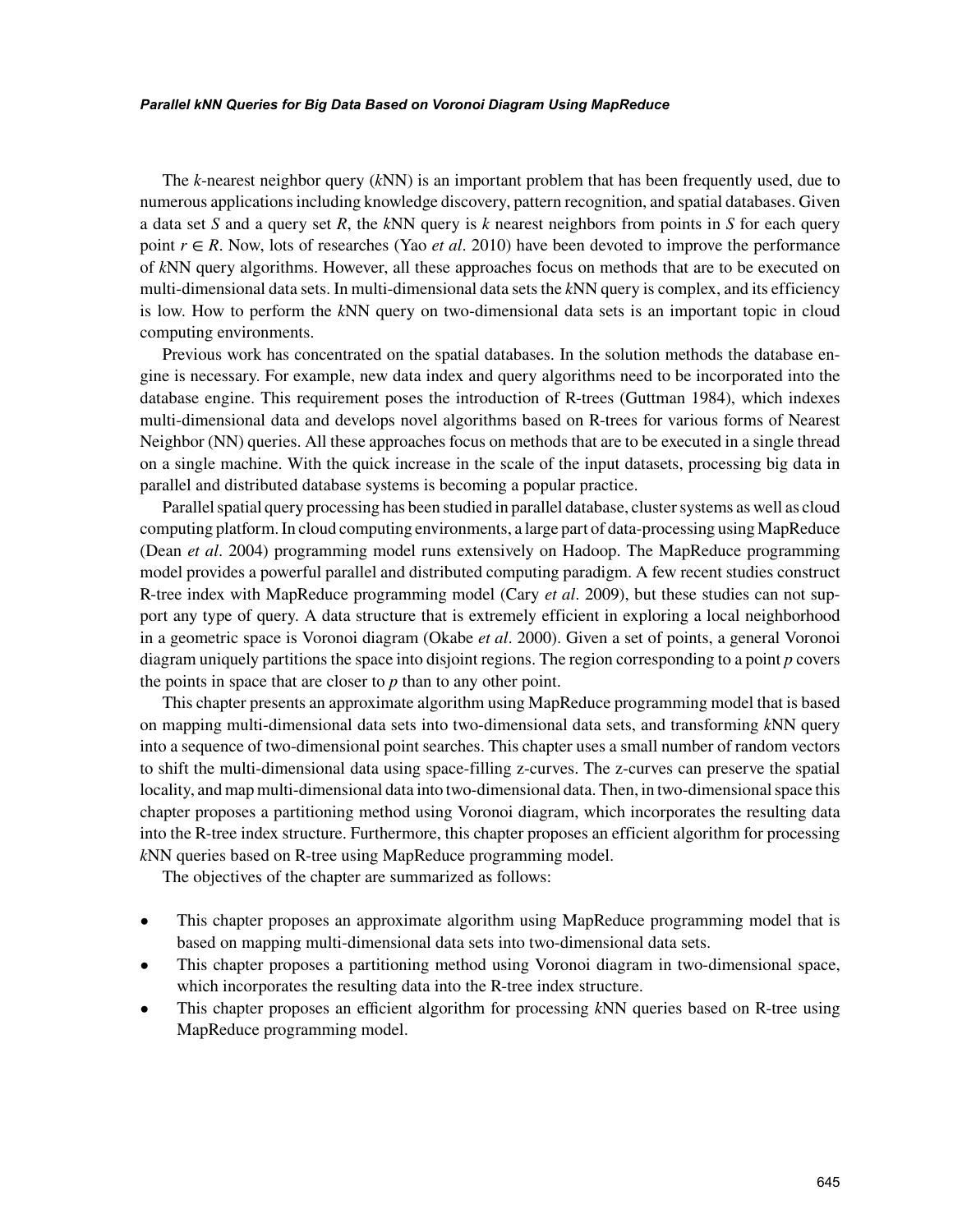The *k*-nearest neighbor query (*k*NN) is an important problem that has been frequently used, due to numerous applications including knowledge discovery, pattern recognition, and spatial databases. Given a data set *S* and a query set *R*, the *k*NN query is *k* nearest neighbors from points in *S* for each query point $r \in R$. Now, lots of researches (Yao *et al*. 2010) have been devoted to improve the performance of *k*NN query algorithms. However, all these approaches focus on methods that are to be executed on multi-dimensional data sets. In multi-dimensional data sets the *k*NN query is complex, and its efficiency is low. How to perform the *k*NN query on two-dimensional data sets is an important topic in cloud computing environments.

Previous work has concentrated on the spatial databases. In the solution methods the database engine is necessary. For example, new data index and query algorithms need to be incorporated into the database engine. This requirement poses the introduction of R-trees (Guttman 1984), which indexes multi-dimensional data and develops novel algorithms based on R-trees for various forms of Nearest Neighbor (NN) queries. All these approaches focus on methods that are to be executed in a single thread on a single machine. With the quick increase in the scale of the input datasets, processing big data in parallel and distributed database systems is becoming a popular practice.

Parallel spatial query processing has been studied in parallel database, cluster systems as well as cloud computing platform. In cloud computing environments, a large part of data-processing using MapReduce (Dean *et al*. 2004) programming model runs extensively on Hadoop. The MapReduce programming model provides a powerful parallel and distributed computing paradigm. A few recent studies construct R-tree index with MapReduce programming model (Cary *et al*. 2009), but these studies can not support any type of query. A data structure that is extremely efficient in exploring a local neighborhood in a geometric space is Voronoi diagram (Okabe *et al*. 2000). Given a set of points, a general Voronoi diagram uniquely partitions the space into disjoint regions. The region corresponding to a point *p* covers the points in space that are closer to *p* than to any other point.

This chapter presents an approximate algorithm using MapReduce programming model that is based on mapping multi-dimensional data sets into two-dimensional data sets, and transforming *k*NN query into a sequence of two-dimensional point searches. This chapter uses a small number of random vectors to shift the multi-dimensional data using space-filling z-curves. The z-curves can preserve the spatial locality, and map multi-dimensional data into two-dimensional data. Then, in two-dimensional space this chapter proposes a partitioning method using Voronoi diagram, which incorporates the resulting data into the R-tree index structure. Furthermore, this chapter proposes an efficient algorithm for processing *k*NN queries based on R-tree using MapReduce programming model.

The objectives of the chapter are summarized as follows:

- This chapter proposes an approximate algorithm using MapReduce programming model that is based on mapping multi-dimensional data sets into two-dimensional data sets.
- This chapter proposes a partitioning method using Voronoi diagram in two-dimensional space, which incorporates the resulting data into the R-tree index structure.
- This chapter proposes an efficient algorithm for processing *k*NN queries based on R-tree using MapReduce programming model.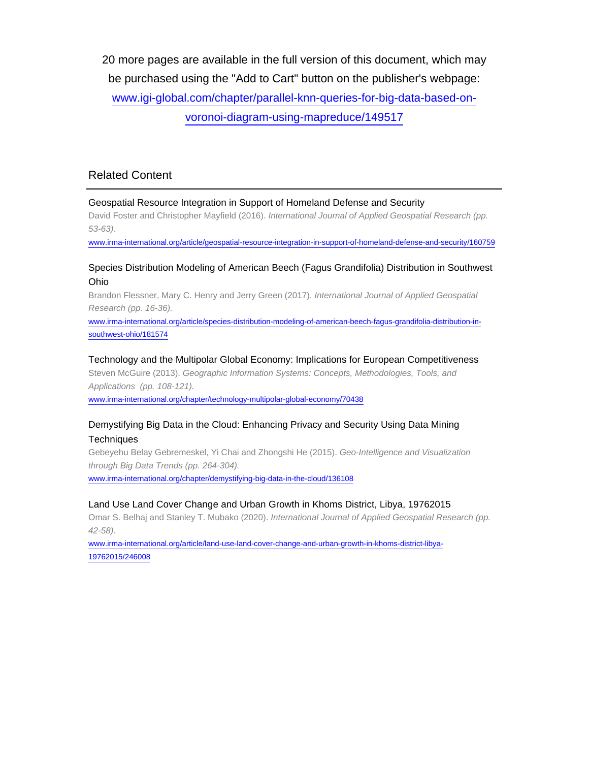20 more pages are available in the full version of this document, which may be purchased using the "Add to Cart" button on the publisher's webpage: www.igi-global.com/chapter/parallel-knn-queries-for-big-data-based-on-voronoi-diagram-using-mapreduce/149517

## Related Content

**Geospatial Resource Integration in Support of Homeland Defense and Security**
David Foster and Christopher Mayfield (2016). *International Journal of Applied Geospatial Research (pp. 53-63).*
www.irma-international.org/article/geospatial-resource-integration-in-support-of-homeland-defense-and-security/160759

**Species Distribution Modeling of American Beech (Fagus Grandifolia) Distribution in Southwest Ohio**
Brandon Flessner, Mary C. Henry and Jerry Green (2017). *International Journal of Applied Geospatial Research (pp. 16-36).*
www.irma-international.org/article/species-distribution-modeling-of-american-beech-fagus-grandifolia-distribution-in-southwest-ohio/181574

**Technology and the Multipolar Global Economy: Implications for European Competitiveness**
Steven McGuire (2013). *Geographic Information Systems: Concepts, Methodologies, Tools, and Applications (pp. 108-121).*
www.irma-international.org/chapter/technology-multipolar-global-economy/70438

**Demystifying Big Data in the Cloud: Enhancing Privacy and Security Using Data Mining Techniques**
Gebeyehu Belay Gebremeskel, Yi Chai and Zhongshi He (2015). *Geo-Intelligence and Visualization through Big Data Trends (pp. 264-304).*
www.irma-international.org/chapter/demystifying-big-data-in-the-cloud/136108

**Land Use Land Cover Change and Urban Growth in Khoms District, Libya, 19762015**
Omar S. Belhaj and Stanley T. Mubako (2020). *International Journal of Applied Geospatial Research (pp. 42-58).*
www.irma-international.org/article/land-use-land-cover-change-and-urban-growth-in-khoms-district-libya-19762015/246008